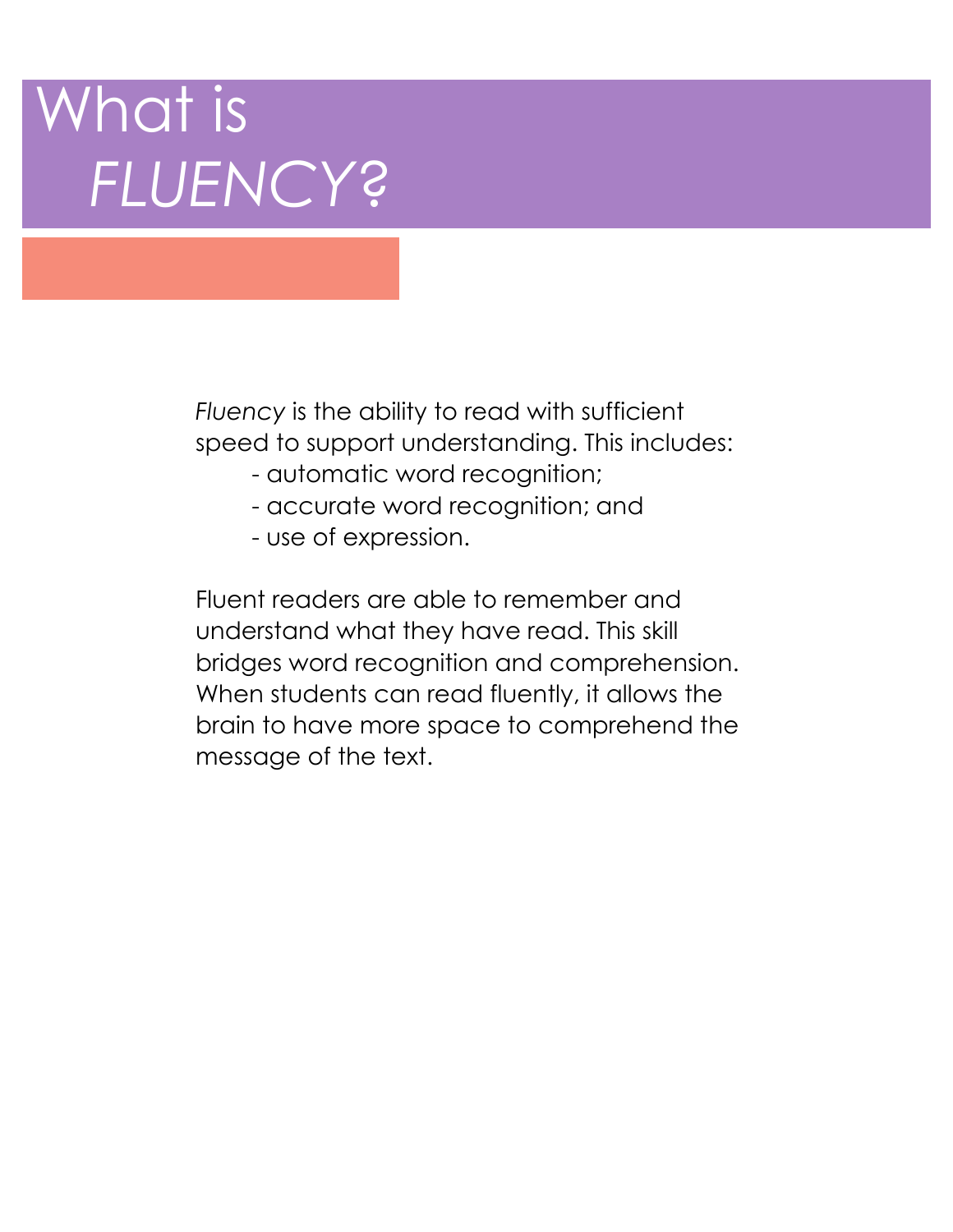# What is *FLUENCY*?

*Fluency* is the ability to read with sufficient speed to support understanding. This includes:

- automatic word recognition;
- accurate word recognition; and
- use of expression.

Fluent readers are able to remember and understand what they have read. This skill bridges word recognition and comprehension. When students can read fluently, it allows the brain to have more space to comprehend the message of the text.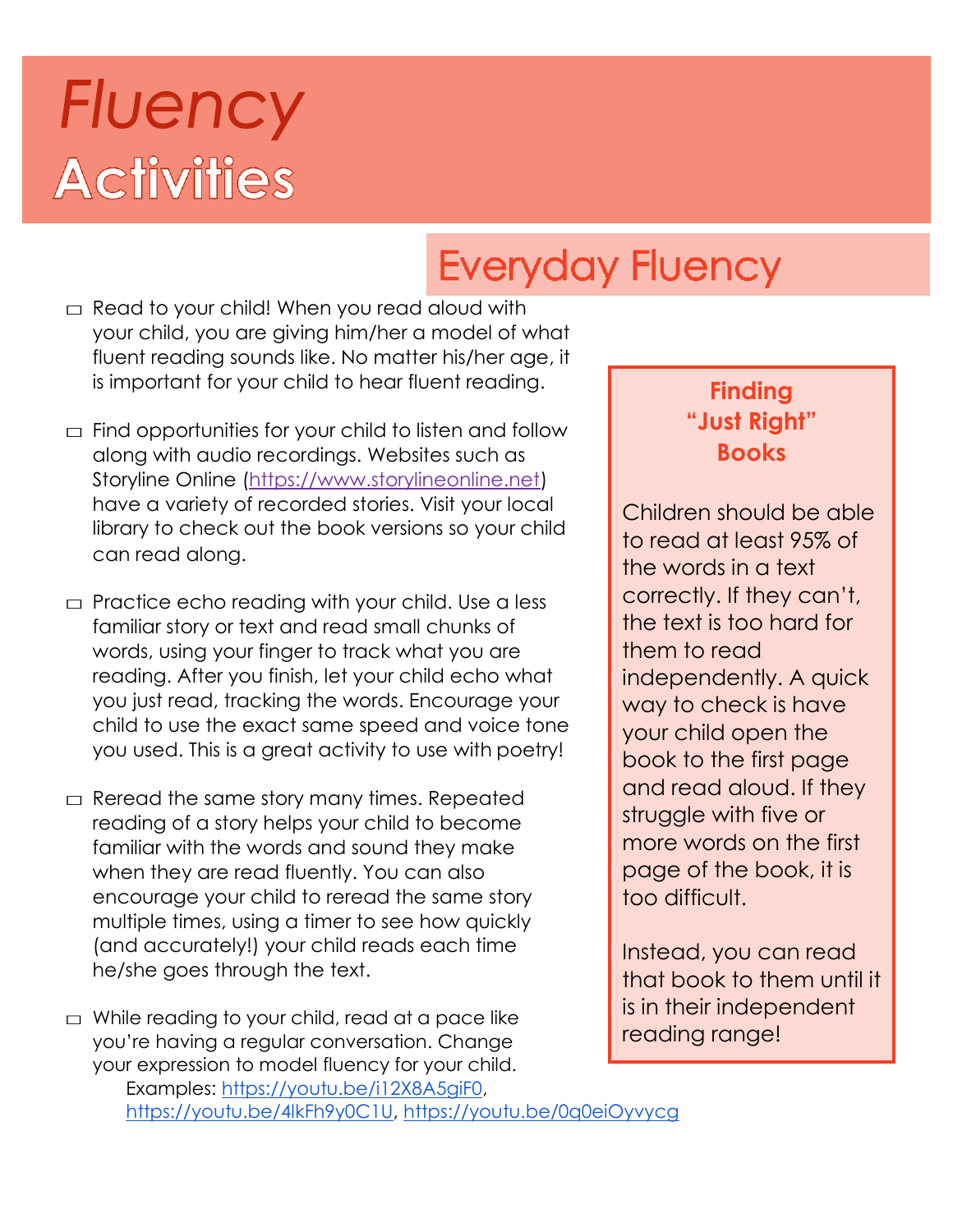# Fluency Activities

## Everyday Fluency

- Read to your child! When you read aloud with your child, you are giving him/her a model of what fluent reading sounds like. No matter his/her age, it is important for your child to hear fluent reading.

- Find opportunities for your child to listen and follow along with audio recordings. Websites such as Storyline Online (https://www.storylineonline.net) have a variety of recorded stories. Visit your local library to check out the book versions so your child can read along.

- Practice echo reading with your child. Use a less familiar story or text and read small chunks of words, using your finger to track what you are reading. After you finish, let your child echo what you just read, tracking the words. Encourage your child to use the exact same speed and voice tone you used. This is a great activity to use with poetry!

- Reread the same story many times. Repeated reading of a story helps your child to become familiar with the words and sound they make when they are read fluently. You can also encourage your child to reread the same story multiple times, using a timer to see how quickly (and accurately!) your child reads each time he/she goes through the text.

- While reading to your child, read at a pace like you're having a regular conversation. Change your expression to model fluency for your child.
  Examples: https://youtu.be/i12X8A5giF0, https://youtu.be/4lkFh9y0C1U, https://youtu.be/0q0eiOyvycg

### Finding "Just Right" Books

Children should be able to read at least 95% of the words in a text correctly. If they can't, the text is too hard for them to read independently. A quick way to check is have your child open the book to the first page and read aloud. If they struggle with five or more words on the first page of the book, it is too difficult.

Instead, you can read that book to them until it is in their independent reading range!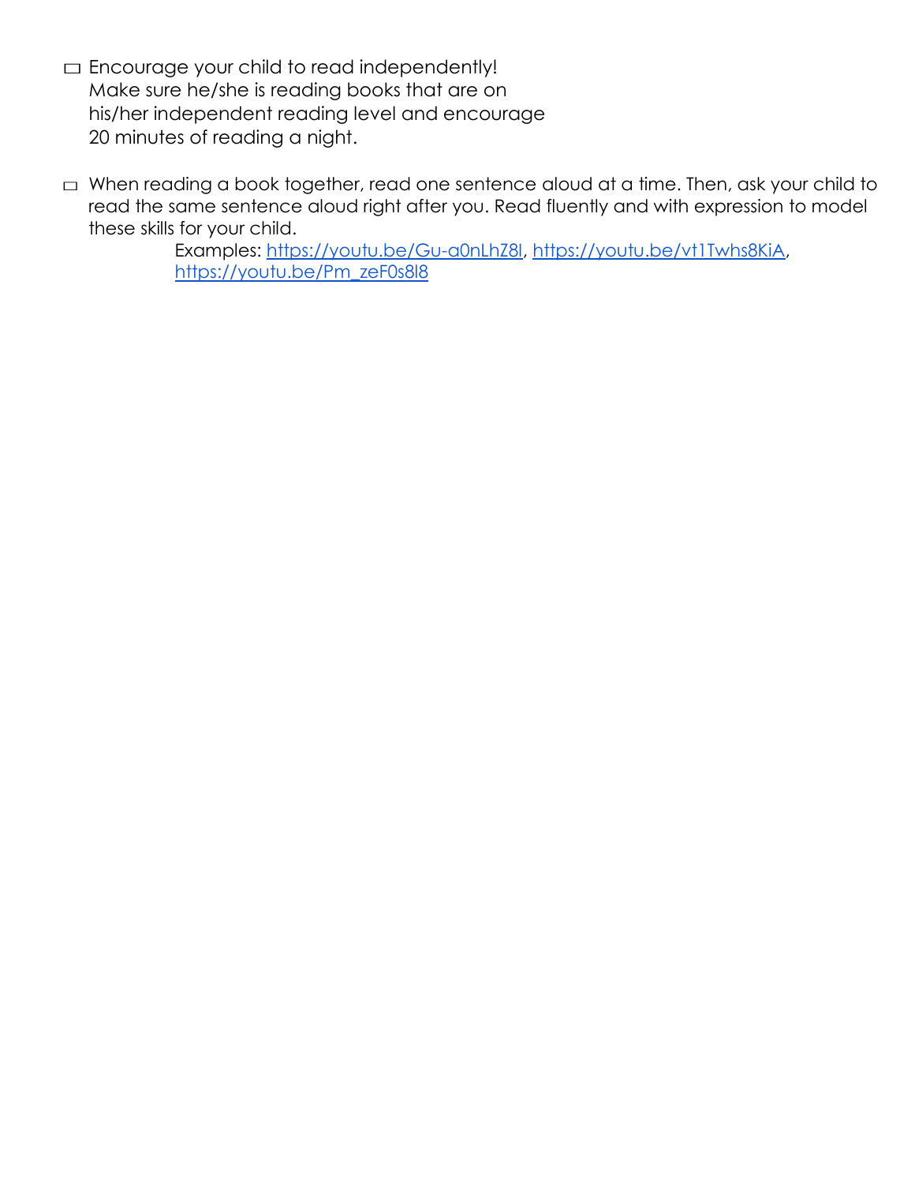- [ ] Encourage your child to read independently! Make sure he/she is reading books that are on his/her independent reading level and encourage 20 minutes of reading a night.

- [ ] When reading a book together, read one sentence aloud at a time. Then, ask your child to read the same sentence aloud right after you. Read fluently and with expression to model these skills for your child.

    Examples: [https://youtu.be/Gu-a0nLhZ8I](https://youtu.be/Gu-a0nLhZ8I), [https://youtu.be/vt1Twhs8KiA](https://youtu.be/vt1Twhs8KiA), [https://youtu.be/Pm_zeF0s8l8](https://youtu.be/Pm_zeF0s8l8)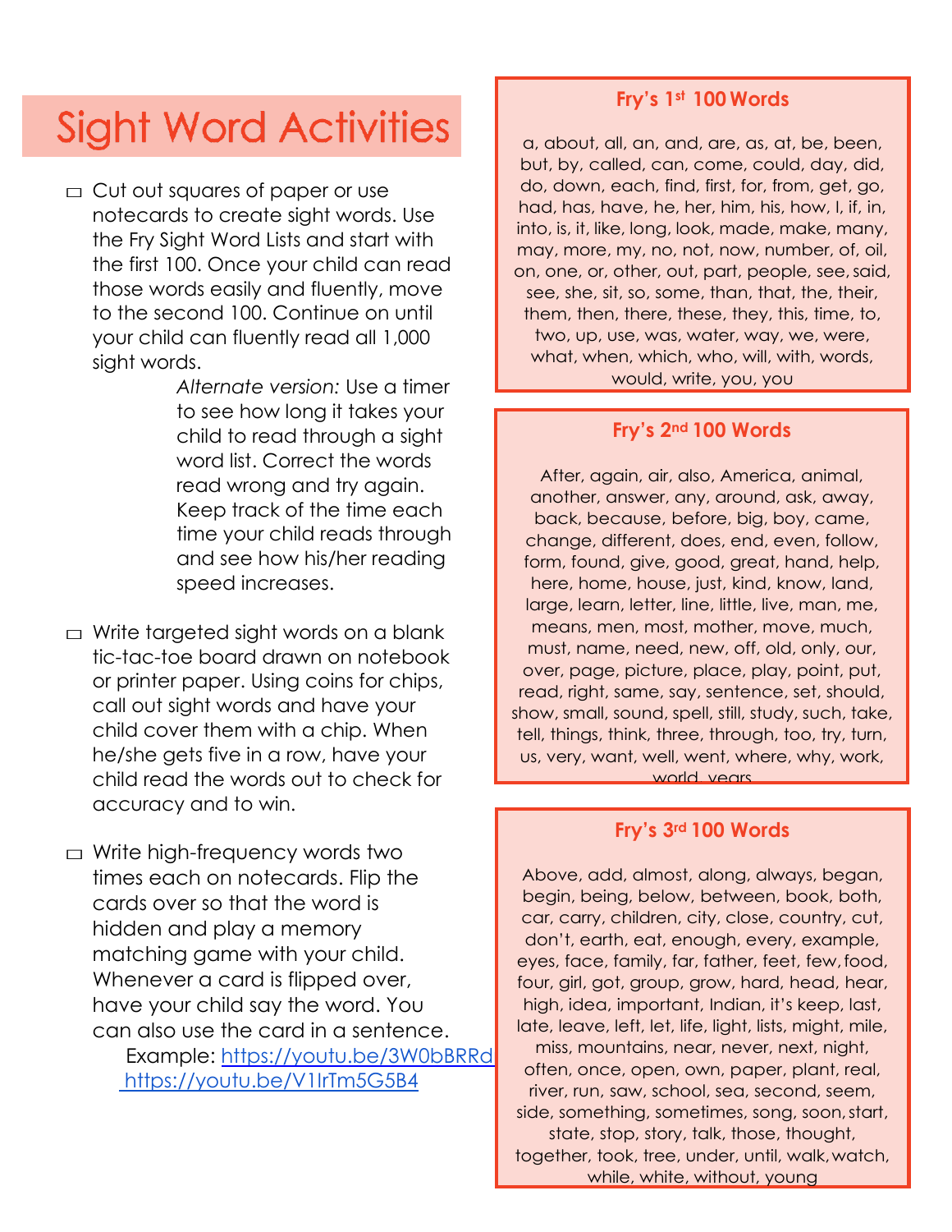# Sight Word Activities

- ☐ Cut out squares of paper or use notecards to create sight words. Use the Fry Sight Word Lists and start with the first 100. Once your child can read those words easily and fluently, move to the second 100. Continue on until your child can fluently read all 1,000 sight words.

  *Alternate version:* Use a timer to see how long it takes your child to read through a sight word list. Correct the words read wrong and try again. Keep track of the time each time your child reads through and see how his/her reading speed increases.

- ☐ Write targeted sight words on a blank tic-tac-toe board drawn on notebook or printer paper. Using coins for chips, call out sight words and have your child cover them with a chip. When he/she gets five in a row, have your child read the words out to check for accuracy and to win.

- ☐ Write high-frequency words two times each on notecards. Flip the cards over so that the word is hidden and play a memory matching game with your child. Whenever a card is flipped over, have your child say the word. You can also use the card in a sentence.

  Example: https://youtu.be/3W0bBRRd https://youtu.be/V1IrTm5G5B4

### Fry's 1st 100 Words

a, about, all, an, and, are, as, at, be, been, but, by, called, can, come, could, day, did, do, down, each, find, first, for, from, get, go, had, has, have, he, her, him, his, how, I, if, in, into, is, it, like, long, look, made, make, many, may, more, my, no, not, now, number, of, oil, on, one, or, other, out, part, people, see, said, see, she, sit, so, some, than, that, the, their, them, then, there, these, they, this, time, to, two, up, use, was, water, way, we, were, what, when, which, who, will, with, words, would, write, you, you

### Fry's 2nd 100 Words

After, again, air, also, America, animal, another, answer, any, around, ask, away, back, because, before, big, boy, came, change, different, does, end, even, follow, form, found, give, good, great, hand, help, here, home, house, just, kind, know, land, large, learn, letter, line, little, live, man, me, means, men, most, mother, move, much, must, name, need, new, off, old, only, our, over, page, picture, place, play, point, put, read, right, same, say, sentence, set, should, show, small, sound, spell, still, study, such, take, tell, things, think, three, through, too, try, turn, us, very, want, well, went, where, why, work, world, years

### Fry's 3rd 100 Words

Above, add, almost, along, always, began, begin, being, below, between, book, both, car, carry, children, city, close, country, cut, don't, earth, eat, enough, every, example, eyes, face, family, far, father, feet, few, food, four, girl, got, group, grow, hard, head, hear, high, idea, important, Indian, it's keep, last, late, leave, left, let, life, light, lists, might, mile, miss, mountains, near, never, next, night, often, once, open, own, paper, plant, real, river, run, saw, school, sea, second, seem, side, something, sometimes, song, soon, start, state, stop, story, talk, those, thought, together, took, tree, under, until, walk, watch, while, white, without, young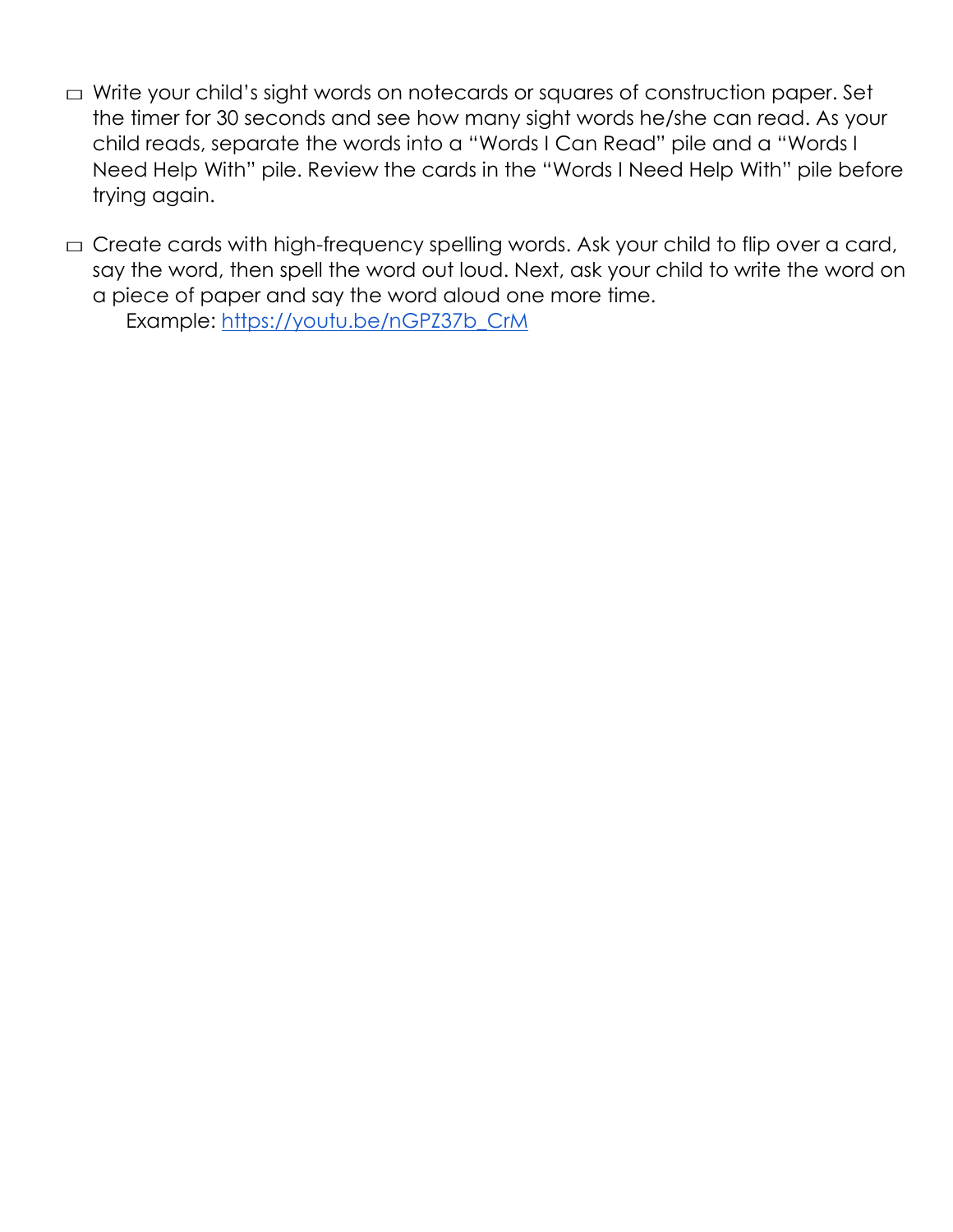- ☐ Write your child's sight words on notecards or squares of construction paper. Set the timer for 30 seconds and see how many sight words he/she can read. As your child reads, separate the words into a "Words I Can Read" pile and a "Words I Need Help With" pile. Review the cards in the "Words I Need Help With" pile before trying again.

- ☐ Create cards with high-frequency spelling words. Ask your child to flip over a card, say the word, then spell the word out loud. Next, ask your child to write the word on a piece of paper and say the word aloud one more time.

  Example: [https://youtu.be/nGPZ37b_CrM](https://youtu.be/nGPZ37b_CrM)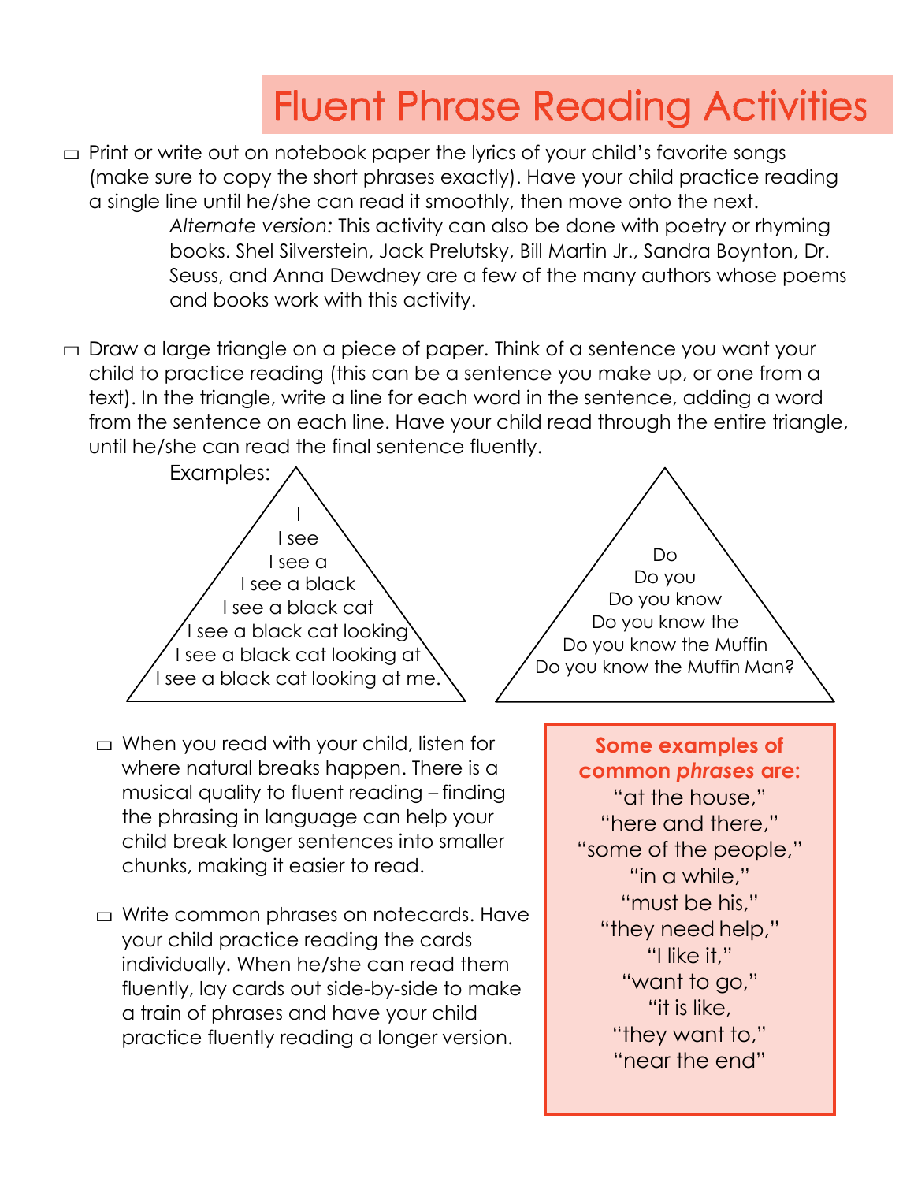# Fluent Phrase Reading Activities

- ☐ Print or write out on notebook paper the lyrics of your child's favorite songs (make sure to copy the short phrases exactly). Have your child practice reading a single line until he/she can read it smoothly, then move onto the next.

  *Alternate version:* This activity can also be done with poetry or rhyming books. Shel Silverstein, Jack Prelutsky, Bill Martin Jr., Sandra Boynton, Dr. Seuss, and Anna Dewdney are a few of the many authors whose poems and books work with this activity.

- ☐ Draw a large triangle on a piece of paper. Think of a sentence you want your child to practice reading (this can be a sentence you make up, or one from a text). In the triangle, write a line for each word in the sentence, adding a word from the sentence on each line. Have your child read through the entire triangle, until he/she can read the final sentence fluently.

Examples:

I
I see
I see a
I see a black
I see a black cat
I see a black cat looking
I see a black cat looking at
I see a black cat looking at me.

Do
Do you
Do you know
Do you know the
Do you know the Muffin
Do you know the Muffin Man?

- ☐ When you read with your child, listen for where natural breaks happen. There is a musical quality to fluent reading – finding the phrasing in language can help your child break longer sentences into smaller chunks, making it easier to read.

- ☐ Write common phrases on notecards. Have your child practice reading the cards individually. When he/she can read them fluently, lay cards out side-by-side to make a train of phrases and have your child practice fluently reading a longer version.

**Some examples of common *phrases* are:**

"at the house,"
"here and there,"
"some of the people,"
"in a while,"
"must be his,"
"they need help,"
"I like it,"
"want to go,"
"it is like,
"they want to,"
"near the end"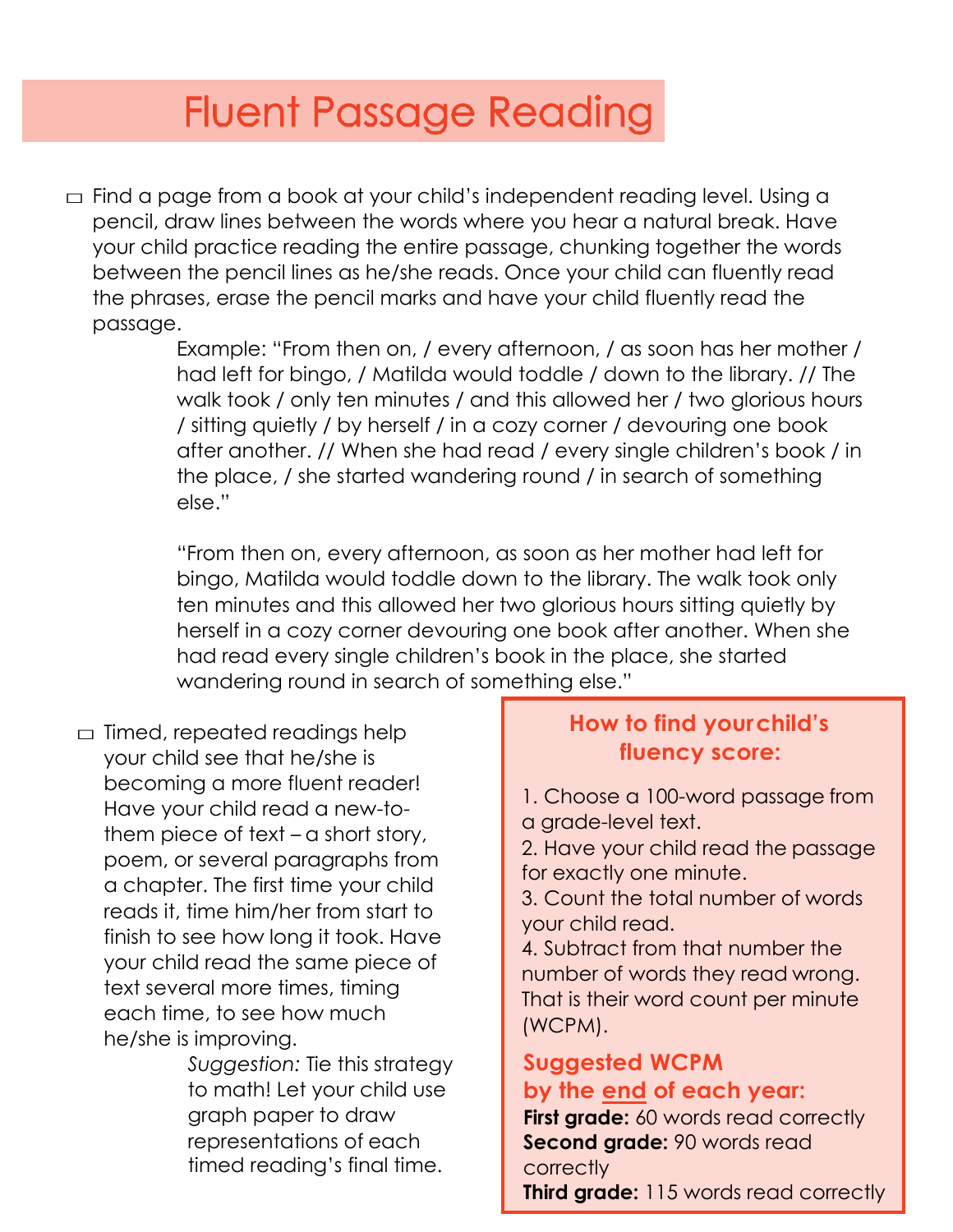# Fluent Passage Reading

- ☐ Find a page from a book at your child's independent reading level. Using a pencil, draw lines between the words where you hear a natural break. Have your child practice reading the entire passage, chunking together the words between the pencil lines as he/she reads. Once your child can fluently read the phrases, erase the pencil marks and have your child fluently read the passage.

  Example: "From then on, / every afternoon, / as soon has her mother / had left for bingo, / Matilda would toddle / down to the library. // The walk took / only ten minutes / and this allowed her / two glorious hours / sitting quietly / by herself / in a cozy corner / devouring one book after another. // When she had read / every single children's book / in the place, / she started wandering round / in search of something else."

  "From then on, every afternoon, as soon as her mother had left for bingo, Matilda would toddle down to the library. The walk took only ten minutes and this allowed her two glorious hours sitting quietly by herself in a cozy corner devouring one book after another. When she had read every single children's book in the place, she started wandering round in search of something else."

- ☐ Timed, repeated readings help your child see that he/she is becoming a more fluent reader! Have your child read a new-to-them piece of text – a short story, poem, or several paragraphs from a chapter. The first time your child reads it, time him/her from start to finish to see how long it took. Have your child read the same piece of text several more times, timing each time, to see how much he/she is improving.

  *Suggestion:* Tie this strategy to math! Let your child use graph paper to draw representations of each timed reading's final time.

### How to find your child's fluency score:

1. Choose a 100-word passage from a grade-level text.
2. Have your child read the passage for exactly one minute.
3. Count the total number of words your child read.
4. Subtract from that number the number of words they read wrong. That is their word count per minute (WCPM).

### Suggested WCPM by the end of each year:

**First grade:** 60 words read correctly
**Second grade:** 90 words read correctly
**Third grade:** 115 words read correctly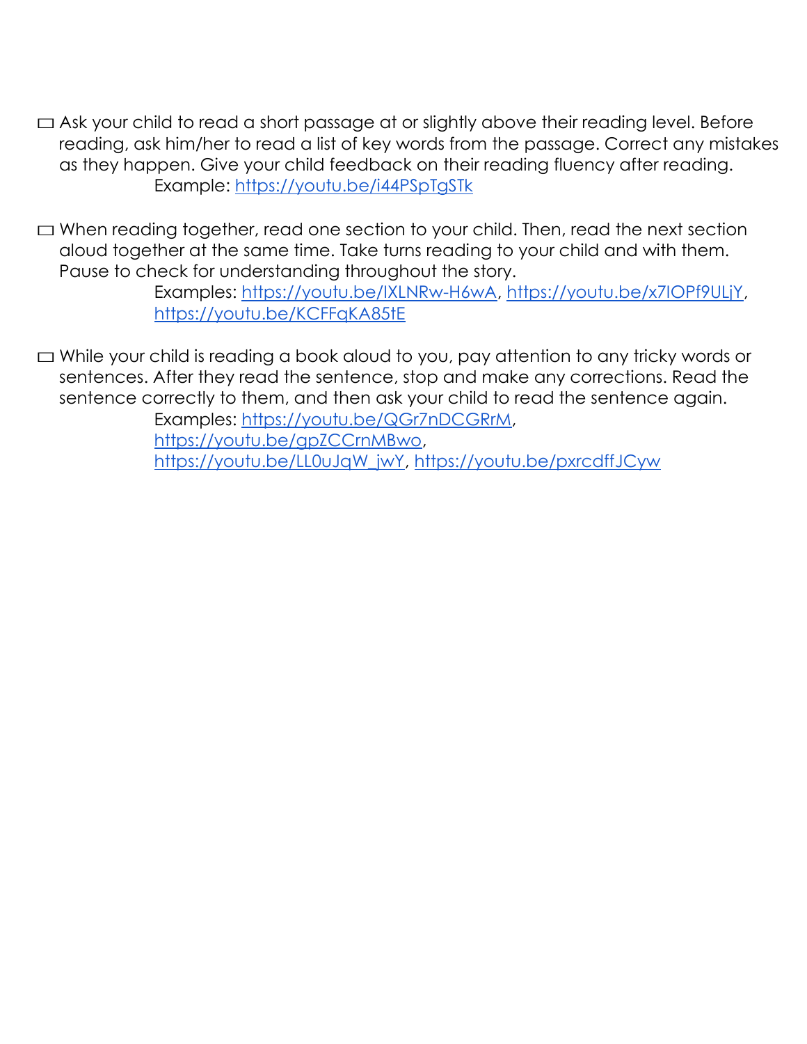- ☐ Ask your child to read a short passage at or slightly above their reading level. Before reading, ask him/her to read a list of key words from the passage. Correct any mistakes as they happen. Give your child feedback on their reading fluency after reading.
  Example: https://youtu.be/i44PSpTgSTk

- ☐ When reading together, read one section to your child. Then, read the next section aloud together at the same time. Take turns reading to your child and with them. Pause to check for understanding throughout the story.
  Examples: https://youtu.be/IXLNRw-H6wA, https://youtu.be/x7IOPf9ULjY, https://youtu.be/KCFFqKA85tE

- ☐ While your child is reading a book aloud to you, pay attention to any tricky words or sentences. After they read the sentence, stop and make any corrections. Read the sentence correctly to them, and then ask your child to read the sentence again.
  Examples: https://youtu.be/QGr7nDCGRrM, https://youtu.be/gpZCCrnMBwo, https://youtu.be/LL0uJqW_jwY, https://youtu.be/pxrcdffJCyw